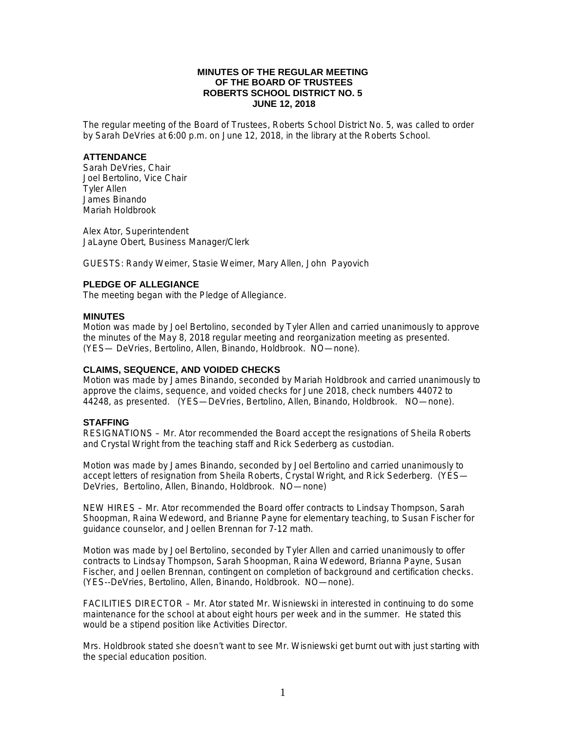# MINUTES OF THE REGULAR MEETING OF THE BOARD OF TRUSTEES ROBERTS SCHOOL DISTRICT NO. 5 JUNE 12, 2018

The regular meeting of the Board of Trustees, Roberts School District No. 5, was called to order by Sarah DeVries at 6:00 p.m. on June 12, 2018, in the library at the Roberts School.

## ATTENDANCE

Sarah DeVries, Chair
Joel Bertolino, Vice Chair
Tyler Allen
James Binando
Mariah Holdbrook

Alex Ator, Superintendent
JaLayne Obert, Business Manager/Clerk

GUESTS: Randy Weimer, Stasie Weimer, Mary Allen, John Payovich

## PLEDGE OF ALLEGIANCE

The meeting began with the Pledge of Allegiance.

## MINUTES

Motion was made by Joel Bertolino, seconded by Tyler Allen and carried unanimously to approve the minutes of the May 8, 2018 regular meeting and reorganization meeting as presented. (YES— DeVries, Bertolino, Allen, Binando, Holdbrook. NO—none).

## CLAIMS, SEQUENCE, AND VOIDED CHECKS

Motion was made by James Binando, seconded by Mariah Holdbrook and carried unanimously to approve the claims, sequence, and voided checks for June 2018, check numbers 44072 to 44248, as presented. (YES—DeVries, Bertolino, Allen, Binando, Holdbrook. NO—none).

## STAFFING

RESIGNATIONS – Mr. Ator recommended the Board accept the resignations of Sheila Roberts and Crystal Wright from the teaching staff and Rick Sederberg as custodian.

Motion was made by James Binando, seconded by Joel Bertolino and carried unanimously to accept letters of resignation from Sheila Roberts, Crystal Wright, and Rick Sederberg. (YES—DeVries, Bertolino, Allen, Binando, Holdbrook. NO—none)

NEW HIRES – Mr. Ator recommended the Board offer contracts to Lindsay Thompson, Sarah Shoopman, Raina Wedeword, and Brianne Payne for elementary teaching, to Susan Fischer for guidance counselor, and Joellen Brennan for 7-12 math.

Motion was made by Joel Bertolino, seconded by Tyler Allen and carried unanimously to offer contracts to Lindsay Thompson, Sarah Shoopman, Raina Wedeword, Brianna Payne, Susan Fischer, and Joellen Brennan, contingent on completion of background and certification checks. (YES--DeVries, Bertolino, Allen, Binando, Holdbrook. NO—none).

FACILITIES DIRECTOR – Mr. Ator stated Mr. Wisniewski in interested in continuing to do some maintenance for the school at about eight hours per week and in the summer. He stated this would be a stipend position like Activities Director.

Mrs. Holdbrook stated she doesn't want to see Mr. Wisniewski get burnt out with just starting with the special education position.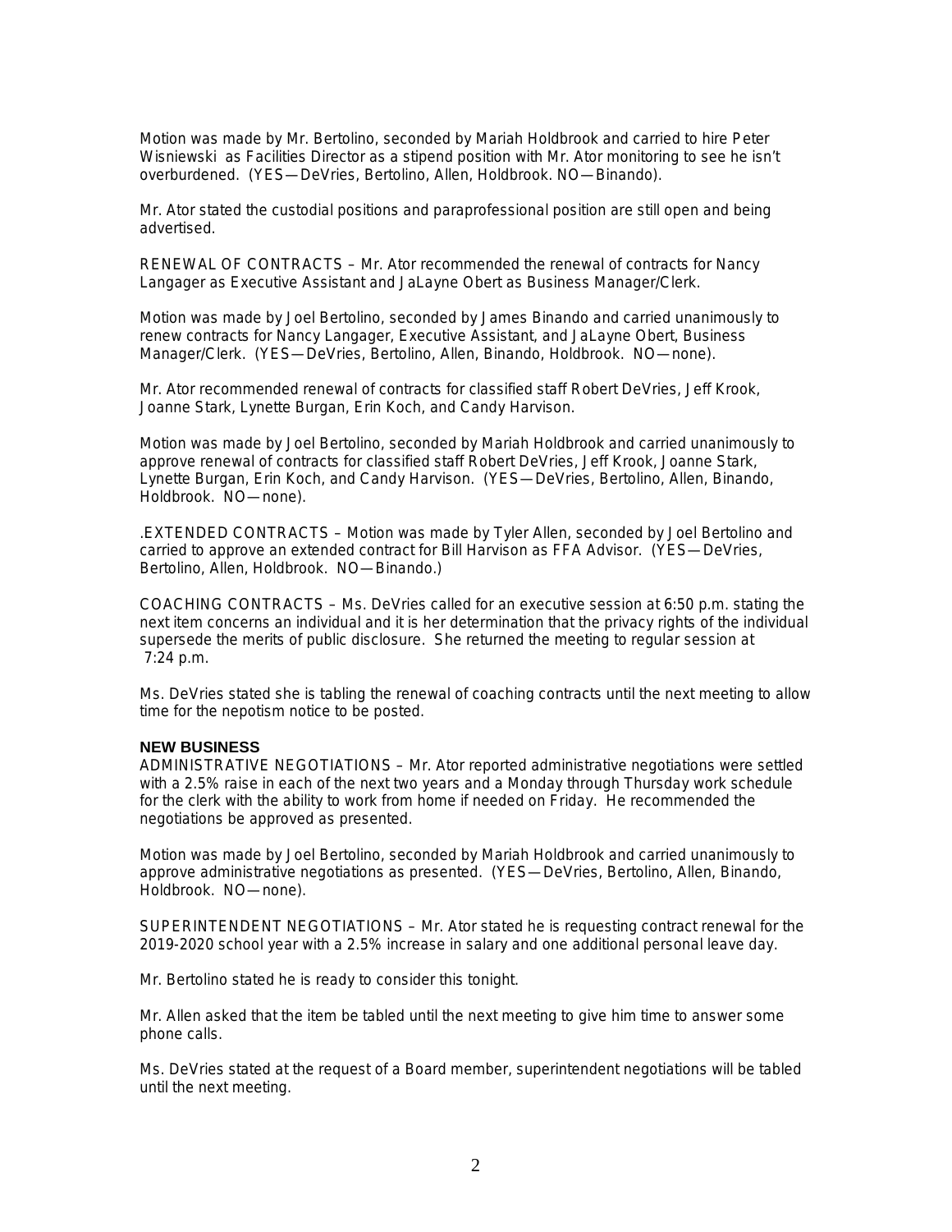Motion was made by Mr. Bertolino, seconded by Mariah Holdbrook and carried to hire Peter Wisniewski as Facilities Director as a stipend position with Mr. Ator monitoring to see he isn't overburdened. (YES—DeVries, Bertolino, Allen, Holdbrook. NO—Binando).

Mr. Ator stated the custodial positions and paraprofessional position are still open and being advertised.

RENEWAL OF CONTRACTS – Mr. Ator recommended the renewal of contracts for Nancy Langager as Executive Assistant and JaLayne Obert as Business Manager/Clerk.

Motion was made by Joel Bertolino, seconded by James Binando and carried unanimously to renew contracts for Nancy Langager, Executive Assistant, and JaLayne Obert, Business Manager/Clerk. (YES—DeVries, Bertolino, Allen, Binando, Holdbrook. NO—none).

Mr. Ator recommended renewal of contracts for classified staff Robert DeVries, Jeff Krook, Joanne Stark, Lynette Burgan, Erin Koch, and Candy Harvison.

Motion was made by Joel Bertolino, seconded by Mariah Holdbrook and carried unanimously to approve renewal of contracts for classified staff Robert DeVries, Jeff Krook, Joanne Stark, Lynette Burgan, Erin Koch, and Candy Harvison. (YES—DeVries, Bertolino, Allen, Binando, Holdbrook. NO—none).

.EXTENDED CONTRACTS – Motion was made by Tyler Allen, seconded by Joel Bertolino and carried to approve an extended contract for Bill Harvison as FFA Advisor. (YES—DeVries, Bertolino, Allen, Holdbrook. NO—Binando.)

COACHING CONTRACTS – Ms. DeVries called for an executive session at 6:50 p.m. stating the next item concerns an individual and it is her determination that the privacy rights of the individual supersede the merits of public disclosure. She returned the meeting to regular session at 7:24 p.m.

Ms. DeVries stated she is tabling the renewal of coaching contracts until the next meeting to allow time for the nepotism notice to be posted.

**NEW BUSINESS**

ADMINISTRATIVE NEGOTIATIONS – Mr. Ator reported administrative negotiations were settled with a 2.5% raise in each of the next two years and a Monday through Thursday work schedule for the clerk with the ability to work from home if needed on Friday. He recommended the negotiations be approved as presented.

Motion was made by Joel Bertolino, seconded by Mariah Holdbrook and carried unanimously to approve administrative negotiations as presented. (YES—DeVries, Bertolino, Allen, Binando, Holdbrook. NO—none).

SUPERINTENDENT NEGOTIATIONS – Mr. Ator stated he is requesting contract renewal for the 2019-2020 school year with a 2.5% increase in salary and one additional personal leave day.

Mr. Bertolino stated he is ready to consider this tonight.

Mr. Allen asked that the item be tabled until the next meeting to give him time to answer some phone calls.

Ms. DeVries stated at the request of a Board member, superintendent negotiations will be tabled until the next meeting.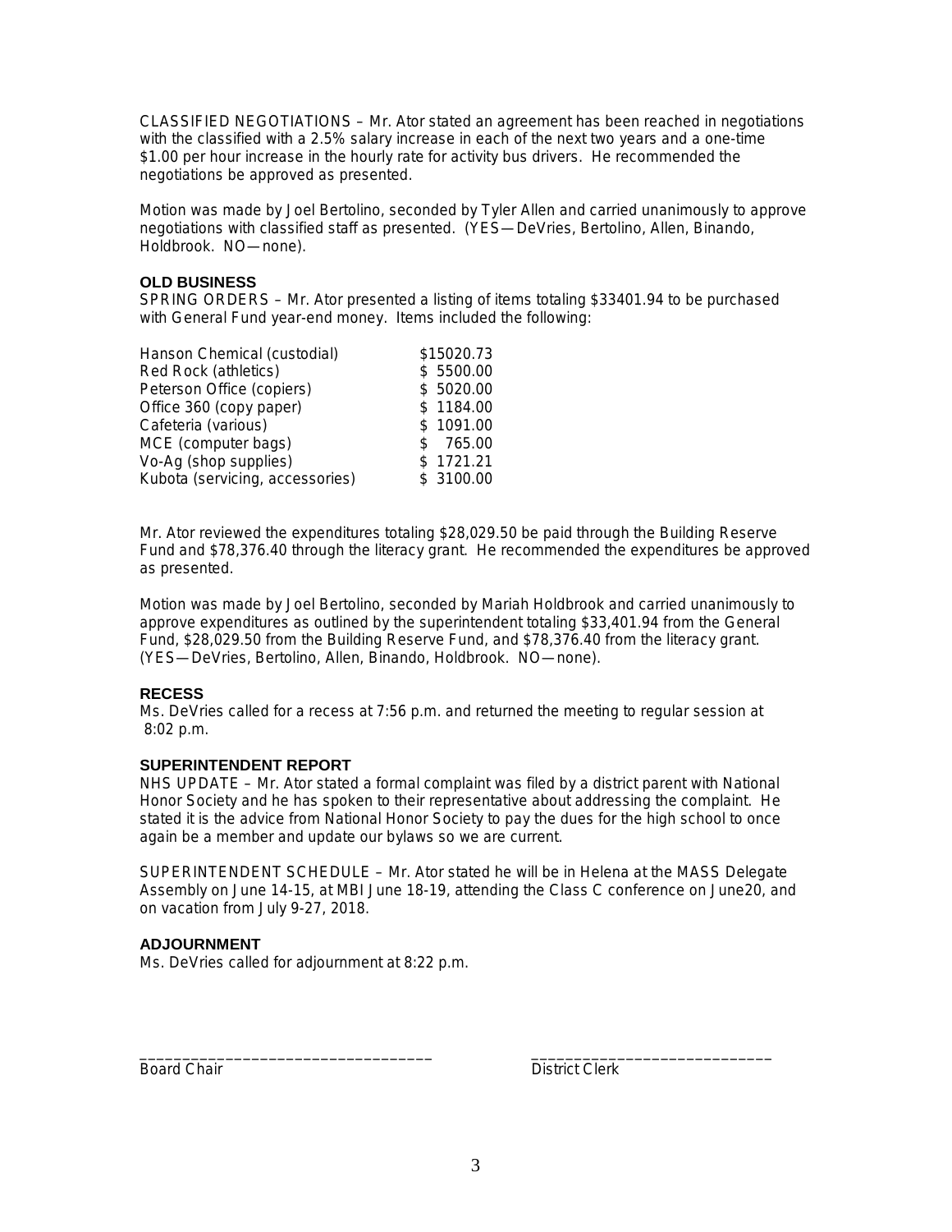CLASSIFIED NEGOTIATIONS – Mr. Ator stated an agreement has been reached in negotiations with the classified with a 2.5% salary increase in each of the next two years and a one-time $1.00 per hour increase in the hourly rate for activity bus drivers. He recommended the negotiations be approved as presented.

Motion was made by Joel Bertolino, seconded by Tyler Allen and carried unanimously to approve negotiations with classified staff as presented. (YES—DeVries, Bertolino, Allen, Binando, Holdbrook. NO—none).

## OLD BUSINESS

SPRING ORDERS – Mr. Ator presented a listing of items totaling $33401.94 to be purchased with General Fund year-end money. Items included the following:

| | |
|---|---|
| Hanson Chemical (custodial) | $15020.73 |
| Red Rock (athletics) | $ 5500.00 |
| Peterson Office (copiers) | $ 5020.00 |
| Office 360 (copy paper) | $ 1184.00 |
| Cafeteria (various) | $ 1091.00 |
| MCE (computer bags) | $ 765.00 |
| Vo-Ag (shop supplies) | $ 1721.21 |
| Kubota (servicing, accessories) | $ 3100.00 |

Mr. Ator reviewed the expenditures totaling $28,029.50 be paid through the Building Reserve Fund and $78,376.40 through the literacy grant. He recommended the expenditures be approved as presented.

Motion was made by Joel Bertolino, seconded by Mariah Holdbrook and carried unanimously to approve expenditures as outlined by the superintendent totaling $33,401.94 from the General Fund, $28,029.50 from the Building Reserve Fund, and $78,376.40 from the literacy grant. (YES—DeVries, Bertolino, Allen, Binando, Holdbrook. NO—none).

## RECESS

Ms. DeVries called for a recess at 7:56 p.m. and returned the meeting to regular session at 8:02 p.m.

## SUPERINTENDENT REPORT

NHS UPDATE – Mr. Ator stated a formal complaint was filed by a district parent with National Honor Society and he has spoken to their representative about addressing the complaint. He stated it is the advice from National Honor Society to pay the dues for the high school to once again be a member and update our bylaws so we are current.

SUPERINTENDENT SCHEDULE – Mr. Ator stated he will be in Helena at the MASS Delegate Assembly on June 14-15, at MBI June 18-19, attending the Class C conference on June20, and on vacation from July 9-27, 2018.

## ADJOURNMENT

Ms. DeVries called for adjournment at 8:22 p.m.

___________________________________ Board Chair

_____________________________ District Clerk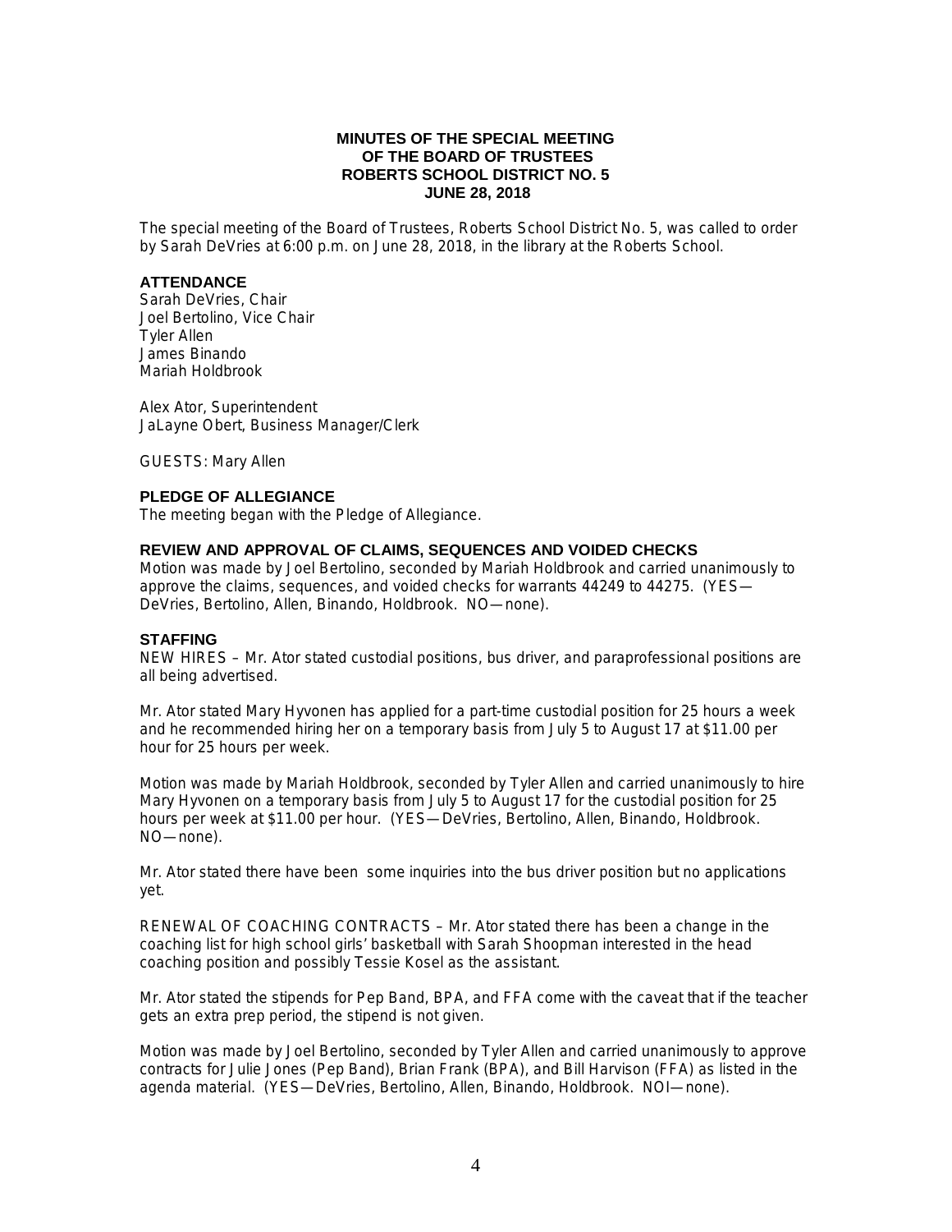**MINUTES OF THE SPECIAL MEETING**
**OF THE BOARD OF TRUSTEES**
**ROBERTS SCHOOL DISTRICT NO. 5**
**JUNE 28, 2018**

The special meeting of the Board of Trustees, Roberts School District No. 5, was called to order by Sarah DeVries at 6:00 p.m. on June 28, 2018, in the library at the Roberts School.

### ATTENDANCE

Sarah DeVries, Chair
Joel Bertolino, Vice Chair
Tyler Allen
James Binando
Mariah Holdbrook

Alex Ator, Superintendent
JaLayne Obert, Business Manager/Clerk

GUESTS: Mary Allen

### PLEDGE OF ALLEGIANCE

The meeting began with the Pledge of Allegiance.

### REVIEW AND APPROVAL OF CLAIMS, SEQUENCES AND VOIDED CHECKS

Motion was made by Joel Bertolino, seconded by Mariah Holdbrook and carried unanimously to approve the claims, sequences, and voided checks for warrants 44249 to 44275. (YES—DeVries, Bertolino, Allen, Binando, Holdbrook. NO—none).

### STAFFING

NEW HIRES – Mr. Ator stated custodial positions, bus driver, and paraprofessional positions are all being advertised.

Mr. Ator stated Mary Hyvonen has applied for a part-time custodial position for 25 hours a week and he recommended hiring her on a temporary basis from July 5 to August 17 at $11.00 per hour for 25 hours per week.

Motion was made by Mariah Holdbrook, seconded by Tyler Allen and carried unanimously to hire Mary Hyvonen on a temporary basis from July 5 to August 17 for the custodial position for 25 hours per week at $11.00 per hour. (YES—DeVries, Bertolino, Allen, Binando, Holdbrook. NO—none).

Mr. Ator stated there have been some inquiries into the bus driver position but no applications yet.

RENEWAL OF COACHING CONTRACTS – Mr. Ator stated there has been a change in the coaching list for high school girls' basketball with Sarah Shoopman interested in the head coaching position and possibly Tessie Kosel as the assistant.

Mr. Ator stated the stipends for Pep Band, BPA, and FFA come with the caveat that if the teacher gets an extra prep period, the stipend is not given.

Motion was made by Joel Bertolino, seconded by Tyler Allen and carried unanimously to approve contracts for Julie Jones (Pep Band), Brian Frank (BPA), and Bill Harvison (FFA) as listed in the agenda material. (YES—DeVries, Bertolino, Allen, Binando, Holdbrook. NOI—none).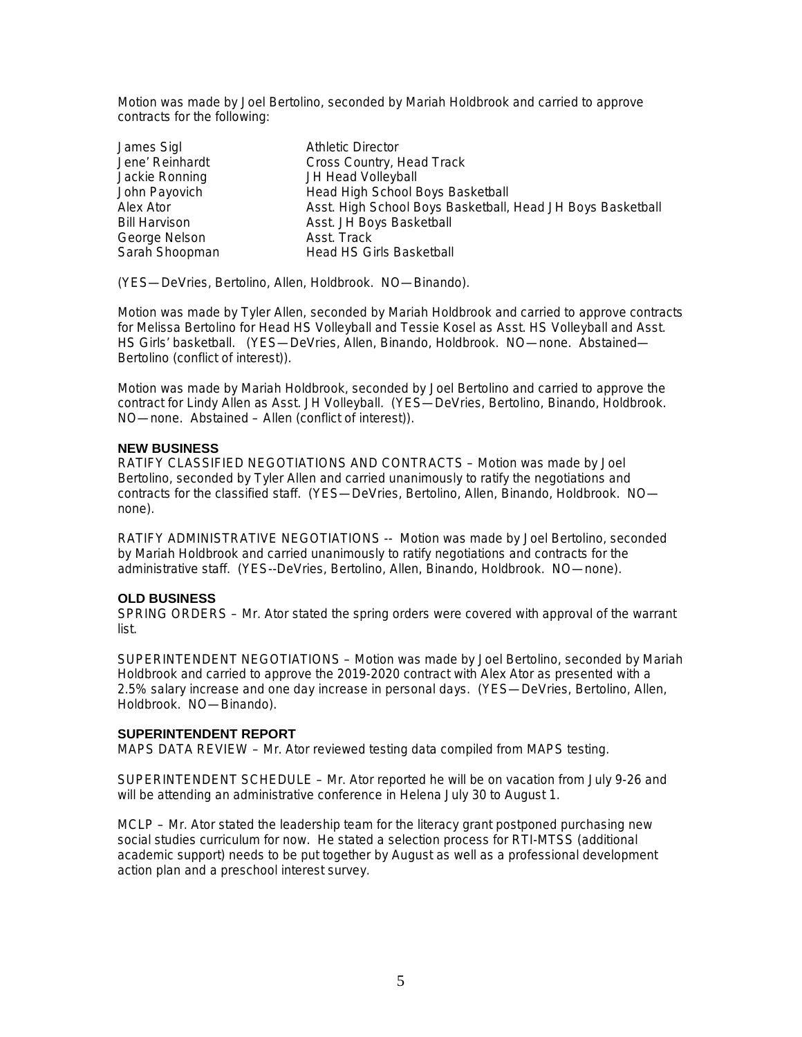Motion was made by Joel Bertolino, seconded by Mariah Holdbrook and carried to approve contracts for the following:

| | |
|---|---|
| James Sigl | Athletic Director |
| Jene' Reinhardt | Cross Country, Head Track |
| Jackie Ronning | JH Head Volleyball |
| John Payovich | Head High School Boys Basketball |
| Alex Ator | Asst. High School Boys Basketball, Head JH Boys Basketball |
| Bill Harvison | Asst. JH Boys Basketball |
| George Nelson | Asst. Track |
| Sarah Shoopman | Head HS Girls Basketball |

(YES—DeVries, Bertolino, Allen, Holdbrook. NO—Binando).

Motion was made by Tyler Allen, seconded by Mariah Holdbrook and carried to approve contracts for Melissa Bertolino for Head HS Volleyball and Tessie Kosel as Asst. HS Volleyball and Asst. HS Girls' basketball. (YES—DeVries, Allen, Binando, Holdbrook. NO—none. Abstained—Bertolino (conflict of interest)).

Motion was made by Mariah Holdbrook, seconded by Joel Bertolino and carried to approve the contract for Lindy Allen as Asst. JH Volleyball. (YES—DeVries, Bertolino, Binando, Holdbrook. NO—none. Abstained – Allen (conflict of interest)).

**NEW BUSINESS**

RATIFY CLASSIFIED NEGOTIATIONS AND CONTRACTS – Motion was made by Joel Bertolino, seconded by Tyler Allen and carried unanimously to ratify the negotiations and contracts for the classified staff. (YES—DeVries, Bertolino, Allen, Binando, Holdbrook. NO—none).

RATIFY ADMINISTRATIVE NEGOTIATIONS -- Motion was made by Joel Bertolino, seconded by Mariah Holdbrook and carried unanimously to ratify negotiations and contracts for the administrative staff. (YES--DeVries, Bertolino, Allen, Binando, Holdbrook. NO—none).

**OLD BUSINESS**

SPRING ORDERS – Mr. Ator stated the spring orders were covered with approval of the warrant list.

SUPERINTENDENT NEGOTIATIONS – Motion was made by Joel Bertolino, seconded by Mariah Holdbrook and carried to approve the 2019-2020 contract with Alex Ator as presented with a 2.5% salary increase and one day increase in personal days. (YES—DeVries, Bertolino, Allen, Holdbrook. NO—Binando).

**SUPERINTENDENT REPORT**

MAPS DATA REVIEW – Mr. Ator reviewed testing data compiled from MAPS testing.

SUPERINTENDENT SCHEDULE – Mr. Ator reported he will be on vacation from July 9-26 and will be attending an administrative conference in Helena July 30 to August 1.

MCLP – Mr. Ator stated the leadership team for the literacy grant postponed purchasing new social studies curriculum for now. He stated a selection process for RTI-MTSS (additional academic support) needs to be put together by August as well as a professional development action plan and a preschool interest survey.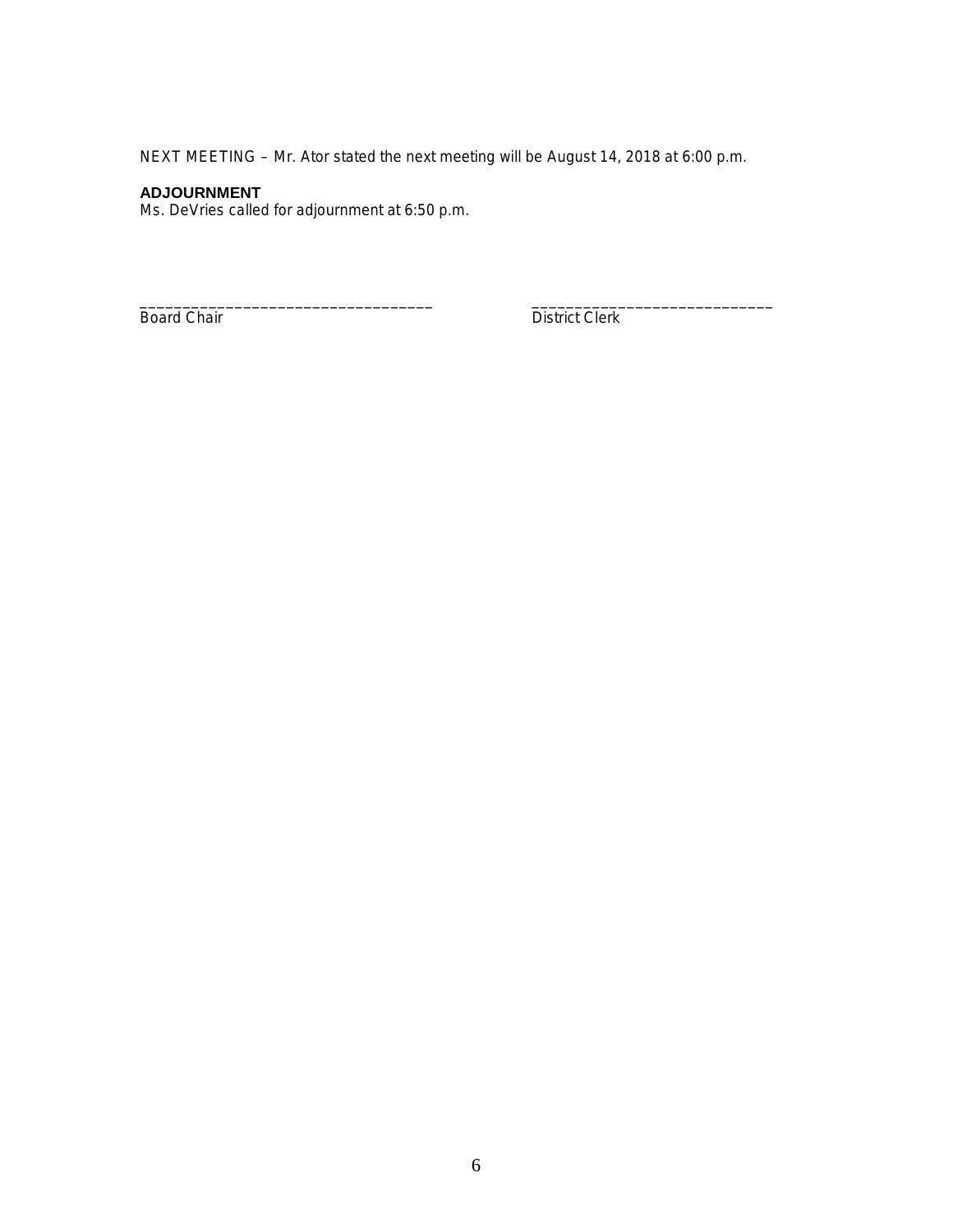NEXT MEETING – Mr. Ator stated the next meeting will be August 14, 2018 at 6:00 p.m.

**ADJOURNMENT**

Ms. DeVries called for adjournment at 6:50 p.m.

| | |
|---|---|
| ___________________________________ | ____________________________ |
| Board Chair | District Clerk |